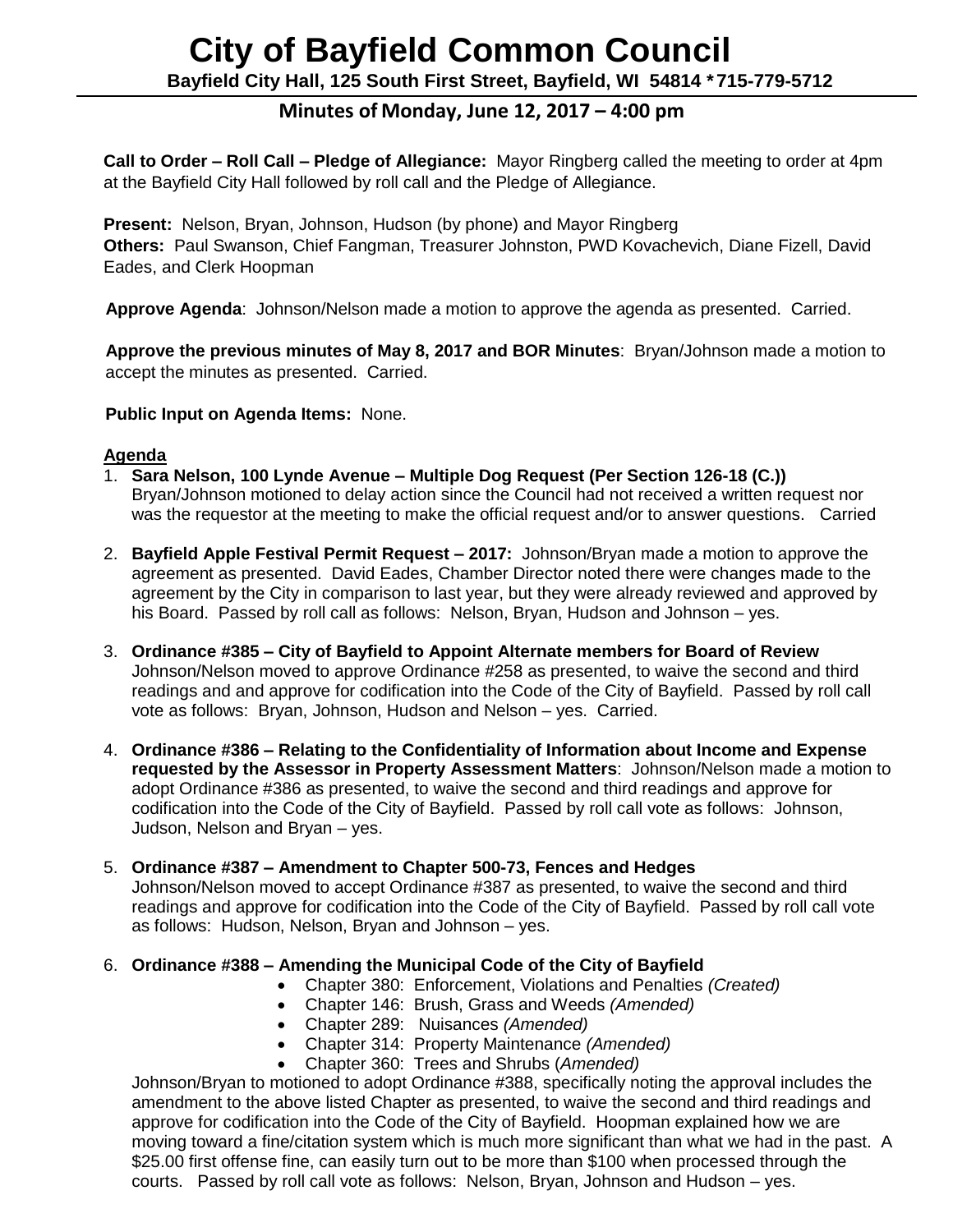# City of Bayfield Common Council

**Bayfield City Hall, 125 South First Street, Bayfield, WI 54814 *715-779-5712**

## Minutes of Monday, June 12, 2017 – 4:00 pm

**Call to Order – Roll Call – Pledge of Allegiance:** Mayor Ringberg called the meeting to order at 4pm at the Bayfield City Hall followed by roll call and the Pledge of Allegiance.

**Present:** Nelson, Bryan, Johnson, Hudson (by phone) and Mayor Ringberg
**Others:** Paul Swanson, Chief Fangman, Treasurer Johnston, PWD Kovachevich, Diane Fizell, David Eades, and Clerk Hoopman

**Approve Agenda**: Johnson/Nelson made a motion to approve the agenda as presented. Carried.

**Approve the previous minutes of May 8, 2017 and BOR Minutes**: Bryan/Johnson made a motion to accept the minutes as presented. Carried.

**Public Input on Agenda Items:** None.

**Agenda**

1. **Sara Nelson, 100 Lynde Avenue – Multiple Dog Request (Per Section 126-18 (C.))** Bryan/Johnson motioned to delay action since the Council had not received a written request nor was the requestor at the meeting to make the official request and/or to answer questions. Carried

2. **Bayfield Apple Festival Permit Request – 2017:** Johnson/Bryan made a motion to approve the agreement as presented. David Eades, Chamber Director noted there were changes made to the agreement by the City in comparison to last year, but they were already reviewed and approved by his Board. Passed by roll call as follows: Nelson, Bryan, Hudson and Johnson – yes.

3. **Ordinance #385 – City of Bayfield to Appoint Alternate members for Board of Review** Johnson/Nelson moved to approve Ordinance #258 as presented, to waive the second and third readings and and approve for codification into the Code of the City of Bayfield. Passed by roll call vote as follows: Bryan, Johnson, Hudson and Nelson – yes. Carried.

4. **Ordinance #386 – Relating to the Confidentiality of Information about Income and Expense requested by the Assessor in Property Assessment Matters**: Johnson/Nelson made a motion to adopt Ordinance #386 as presented, to waive the second and third readings and approve for codification into the Code of the City of Bayfield. Passed by roll call vote as follows: Johnson, Judson, Nelson and Bryan – yes.

5. **Ordinance #387 – Amendment to Chapter 500-73, Fences and Hedges** Johnson/Nelson moved to accept Ordinance #387 as presented, to waive the second and third readings and approve for codification into the Code of the City of Bayfield. Passed by roll call vote as follows: Hudson, Nelson, Bryan and Johnson – yes.

6. **Ordinance #388 – Amending the Municipal Code of the City of Bayfield**
   - Chapter 380: Enforcement, Violations and Penalties *(Created)*
   - Chapter 146: Brush, Grass and Weeds *(Amended)*
   - Chapter 289: Nuisances *(Amended)*
   - Chapter 314: Property Maintenance *(Amended)*
   - Chapter 360: Trees and Shrubs (*Amended)*

   Johnson/Bryan to motioned to adopt Ordinance #388, specifically noting the approval includes the amendment to the above listed Chapter as presented, to waive the second and third readings and approve for codification into the Code of the City of Bayfield. Hoopman explained how we are moving toward a fine/citation system which is much more significant than what we had in the past. A $25.00 first offense fine, can easily turn out to be more than $100 when processed through the courts. Passed by roll call vote as follows: Nelson, Bryan, Johnson and Hudson – yes.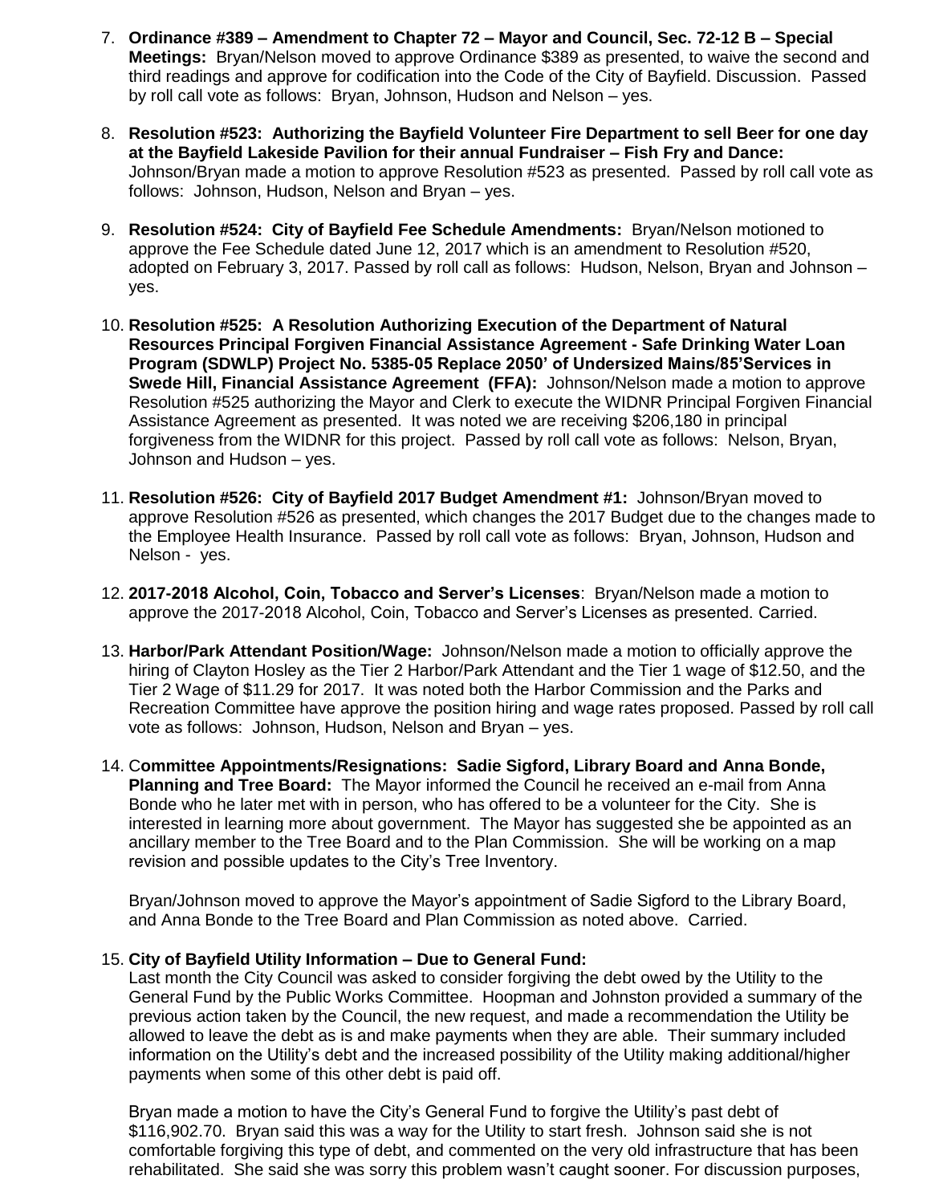7. **Ordinance #389 – Amendment to Chapter 72 – Mayor and Council, Sec. 72-12 B – Special Meetings:** Bryan/Nelson moved to approve Ordinance $389 as presented, to waive the second and third readings and approve for codification into the Code of the City of Bayfield. Discussion. Passed by roll call vote as follows: Bryan, Johnson, Hudson and Nelson – yes.

8. **Resolution #523: Authorizing the Bayfield Volunteer Fire Department to sell Beer for one day at the Bayfield Lakeside Pavilion for their annual Fundraiser – Fish Fry and Dance:** Johnson/Bryan made a motion to approve Resolution #523 as presented. Passed by roll call vote as follows: Johnson, Hudson, Nelson and Bryan – yes.

9. **Resolution #524: City of Bayfield Fee Schedule Amendments:** Bryan/Nelson motioned to approve the Fee Schedule dated June 12, 2017 which is an amendment to Resolution #520, adopted on February 3, 2017. Passed by roll call as follows: Hudson, Nelson, Bryan and Johnson – yes.

10. **Resolution #525: A Resolution Authorizing Execution of the Department of Natural Resources Principal Forgiven Financial Assistance Agreement - Safe Drinking Water Loan Program (SDWLP) Project No. 5385-05 Replace 2050' of Undersized Mains/85'Services in Swede Hill, Financial Assistance Agreement (FFA):** Johnson/Nelson made a motion to approve Resolution #525 authorizing the Mayor and Clerk to execute the WIDNR Principal Forgiven Financial Assistance Agreement as presented. It was noted we are receiving $206,180 in principal forgiveness from the WIDNR for this project. Passed by roll call vote as follows: Nelson, Bryan, Johnson and Hudson – yes.

11. **Resolution #526: City of Bayfield 2017 Budget Amendment #1:** Johnson/Bryan moved to approve Resolution #526 as presented, which changes the 2017 Budget due to the changes made to the Employee Health Insurance. Passed by roll call vote as follows: Bryan, Johnson, Hudson and Nelson - yes.

12. **2017-2018 Alcohol, Coin, Tobacco and Server's Licenses**: Bryan/Nelson made a motion to approve the 2017-2018 Alcohol, Coin, Tobacco and Server's Licenses as presented. Carried.

13. **Harbor/Park Attendant Position/Wage:** Johnson/Nelson made a motion to officially approve the hiring of Clayton Hosley as the Tier 2 Harbor/Park Attendant and the Tier 1 wage of $12.50, and the Tier 2 Wage of $11.29 for 2017. It was noted both the Harbor Commission and the Parks and Recreation Committee have approve the position hiring and wage rates proposed. Passed by roll call vote as follows: Johnson, Hudson, Nelson and Bryan – yes.

14. C**ommittee Appointments/Resignations: Sadie Sigford, Library Board and Anna Bonde, Planning and Tree Board:** The Mayor informed the Council he received an e-mail from Anna Bonde who he later met with in person, who has offered to be a volunteer for the City. She is interested in learning more about government. The Mayor has suggested she be appointed as an ancillary member to the Tree Board and to the Plan Commission. She will be working on a map revision and possible updates to the City's Tree Inventory.

    Bryan/Johnson moved to approve the Mayor's appointment of Sadie Sigford to the Library Board, and Anna Bonde to the Tree Board and Plan Commission as noted above. Carried.

15. **City of Bayfield Utility Information – Due to General Fund:**
    Last month the City Council was asked to consider forgiving the debt owed by the Utility to the General Fund by the Public Works Committee. Hoopman and Johnston provided a summary of the previous action taken by the Council, the new request, and made a recommendation the Utility be allowed to leave the debt as is and make payments when they are able. Their summary included information on the Utility's debt and the increased possibility of the Utility making additional/higher payments when some of this other debt is paid off.

    Bryan made a motion to have the City's General Fund to forgive the Utility's past debt of $116,902.70. Bryan said this was a way for the Utility to start fresh. Johnson said she is not comfortable forgiving this type of debt, and commented on the very old infrastructure that has been rehabilitated. She said she was sorry this problem wasn't caught sooner. For discussion purposes,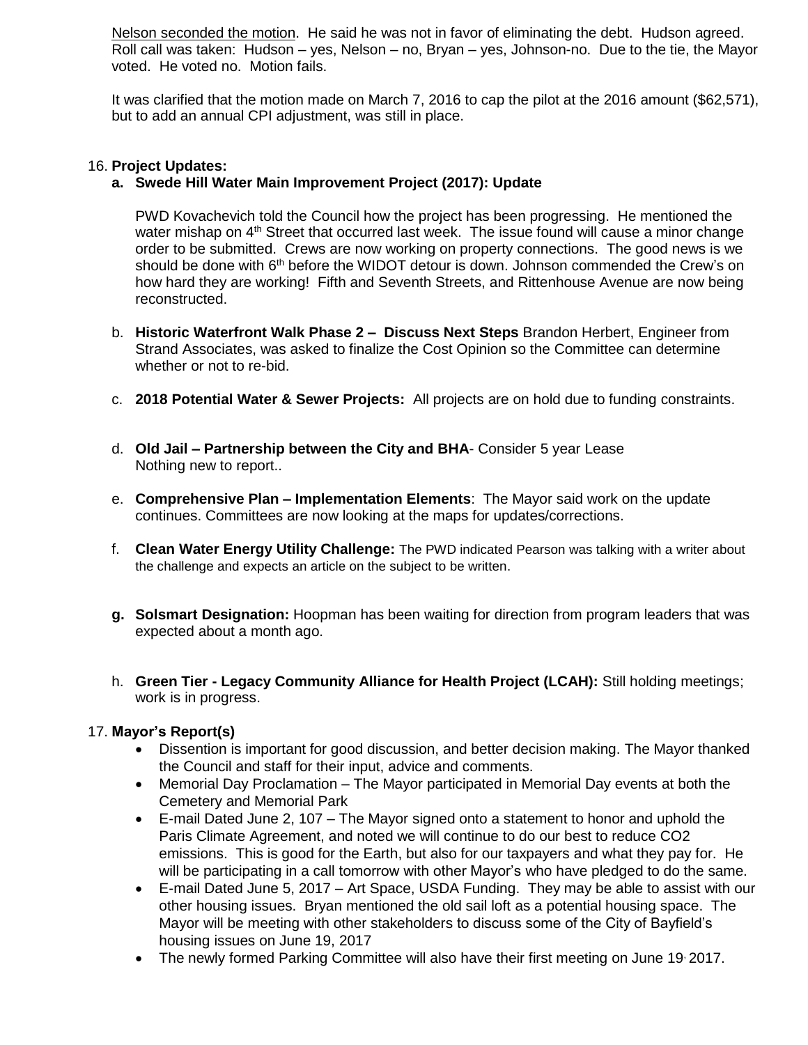Nelson seconded the motion. He said he was not in favor of eliminating the debt. Hudson agreed. Roll call was taken: Hudson – yes, Nelson – no, Bryan – yes, Johnson-no. Due to the tie, the Mayor voted. He voted no. Motion fails.

It was clarified that the motion made on March 7, 2016 to cap the pilot at the 2016 amount ($62,571), but to add an annual CPI adjustment, was still in place.

16. **Project Updates:**

a. **Swede Hill Water Main Improvement Project (2017): Update**

PWD Kovachevich told the Council how the project has been progressing. He mentioned the water mishap on 4th Street that occurred last week. The issue found will cause a minor change order to be submitted. Crews are now working on property connections. The good news is we should be done with 6th before the WIDOT detour is down. Johnson commended the Crew's on how hard they are working! Fifth and Seventh Streets, and Rittenhouse Avenue are now being reconstructed.

b. **Historic Waterfront Walk Phase 2 – Discuss Next Steps** Brandon Herbert, Engineer from Strand Associates, was asked to finalize the Cost Opinion so the Committee can determine whether or not to re-bid.

c. **2018 Potential Water & Sewer Projects:** All projects are on hold due to funding constraints.

d. **Old Jail – Partnership between the City and BHA**- Consider 5 year Lease
Nothing new to report..

e. **Comprehensive Plan – Implementation Elements**: The Mayor said work on the update continues. Committees are now looking at the maps for updates/corrections.

f. **Clean Water Energy Utility Challenge:** The PWD indicated Pearson was talking with a writer about the challenge and expects an article on the subject to be written.

g. **Solsmart Designation:** Hoopman has been waiting for direction from program leaders that was expected about a month ago.

h. **Green Tier - Legacy Community Alliance for Health Project (LCAH):** Still holding meetings; work is in progress.

17. **Mayor's Report(s)**

- Dissention is important for good discussion, and better decision making. The Mayor thanked the Council and staff for their input, advice and comments.
- Memorial Day Proclamation – The Mayor participated in Memorial Day events at both the Cemetery and Memorial Park
- E-mail Dated June 2, 107 – The Mayor signed onto a statement to honor and uphold the Paris Climate Agreement, and noted we will continue to do our best to reduce CO2 emissions. This is good for the Earth, but also for our taxpayers and what they pay for. He will be participating in a call tomorrow with other Mayor's who have pledged to do the same.
- E-mail Dated June 5, 2017 – Art Space, USDA Funding. They may be able to assist with our other housing issues. Bryan mentioned the old sail loft as a potential housing space. The Mayor will be meeting with other stakeholders to discuss some of the City of Bayfield's housing issues on June 19, 2017
- The newly formed Parking Committee will also have their first meeting on June 19, 2017.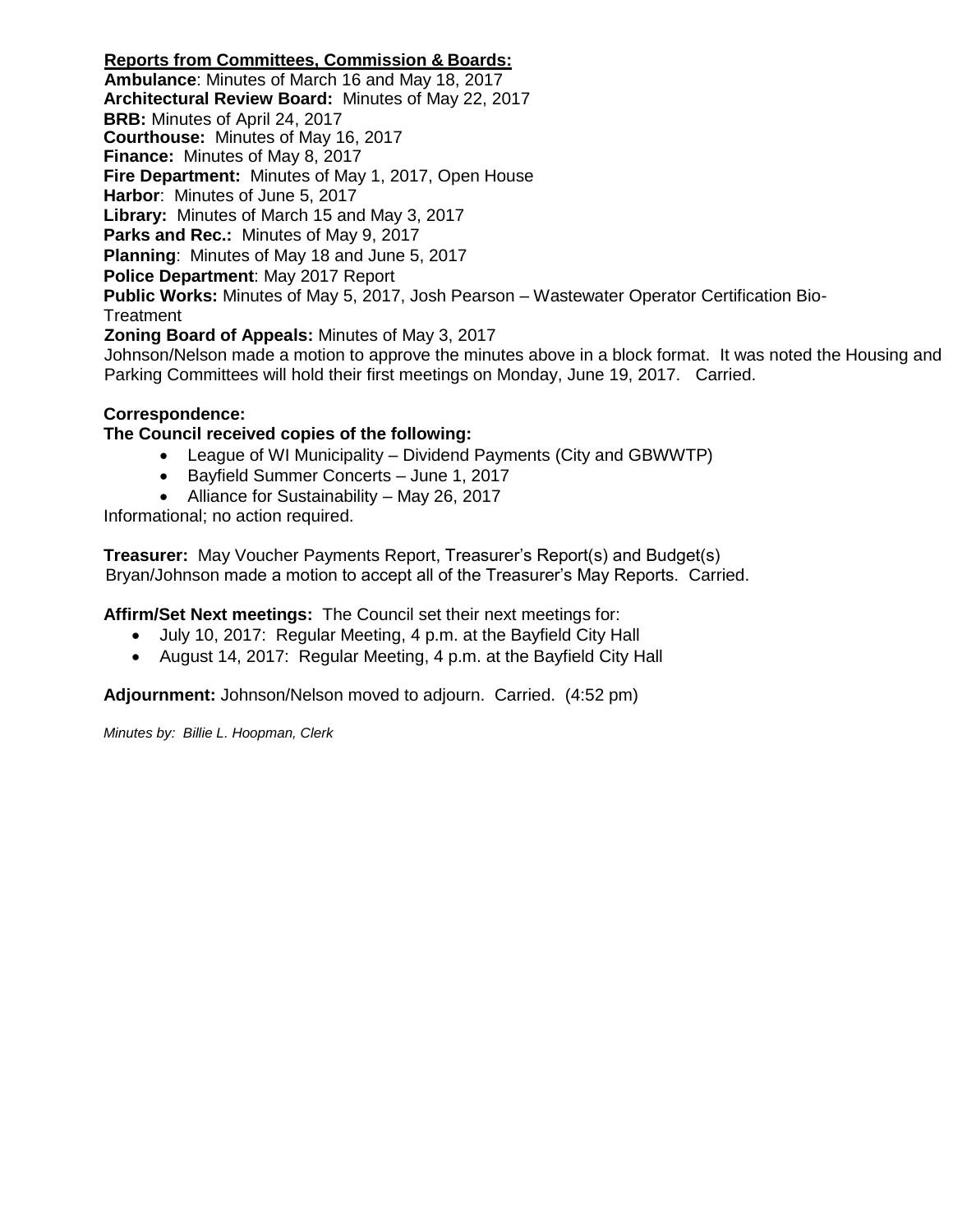**Reports from Committees, Commission & Boards:**

**Ambulance**: Minutes of March 16 and May 18, 2017
**Architectural Review Board:** Minutes of May 22, 2017
**BRB:** Minutes of April 24, 2017
**Courthouse:** Minutes of May 16, 2017
**Finance:** Minutes of May 8, 2017
**Fire Department:** Minutes of May 1, 2017, Open House
**Harbor**: Minutes of June 5, 2017
**Library:** Minutes of March 15 and May 3, 2017
**Parks and Rec.:** Minutes of May 9, 2017
**Planning**: Minutes of May 18 and June 5, 2017
**Police Department**: May 2017 Report
**Public Works:** Minutes of May 5, 2017, Josh Pearson – Wastewater Operator Certification Bio-Treatment
**Zoning Board of Appeals:** Minutes of May 3, 2017

Johnson/Nelson made a motion to approve the minutes above in a block format. It was noted the Housing and Parking Committees will hold their first meetings on Monday, June 19, 2017. Carried.

**Correspondence:**

**The Council received copies of the following:**

- League of WI Municipality – Dividend Payments (City and GBWWTP)
- Bayfield Summer Concerts – June 1, 2017
- Alliance for Sustainability – May 26, 2017

Informational; no action required.

**Treasurer:** May Voucher Payments Report, Treasurer's Report(s) and Budget(s)
Bryan/Johnson made a motion to accept all of the Treasurer's May Reports. Carried.

**Affirm/Set Next meetings:** The Council set their next meetings for:

- July 10, 2017: Regular Meeting, 4 p.m. at the Bayfield City Hall
- August 14, 2017: Regular Meeting, 4 p.m. at the Bayfield City Hall

**Adjournment:** Johnson/Nelson moved to adjourn. Carried. (4:52 pm)

*Minutes by: Billie L. Hoopman, Clerk*